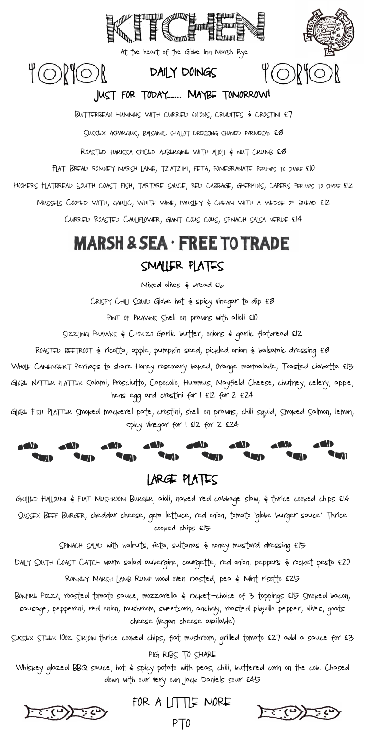# KITCHEN

At the heart of the Globe Inn Marsh Rye

## DAILY DOINGS

### JUST FOR TODAY....... MAYBE TOMORROW!

BUTTERBEAN HUMMUS WITH CURRIED ONIONS, CRUDITES & CROSTINI £7

SUSSEX ASPARGUS, BALSAMIC SHALLOT DRESSING SHAVED PARMESAN £8

ROASTED HARISSA SPICED AUBERGINE WITH ALIOLI & NUT CRUMB £8

FLAT BREAD ROMNEY MARSH LAMB, TZATZIKI, FETA, POMEGRANATE PERHAPS TO SHARE £10

HOOKERS FLATBREAD SOUTH COAST FISH, TARTARE SAUCE, RED CABBAGE, GHERKINS, CAPERS PERHAPS TO SHARE £12

MUSSELS COOKED WITH, GARLIC, WHITE WINE, PARSLEY & CREAM WITH A WEDGE OF BREAD £12

CURRIED ROASTED CAULIFLOWER, GIANT COUS COUS, SPINACH SALSA VERDE £14

## MARSH & SEA · FREE TO TRADE

### SMALLER PLATES

Mixed olives & bread £6

CRISPY CHILI SQUID Globe hot & spicy vinegar to dip £8

PINT OF PRAWNS Shell on prawns with alioli £10

SIZZLING PRAWNS & CHORIZO Garlic butter, onions & garlic flatbread £12

ROASTED BEETROOT & ricotta, apple, pumpkin seed, pickled onion & balsamic dressing £8

WHOLE CAMEMBERT Perhaps to share Honey rosemary baked, Orange marmalade, Toasted ciabatta £13

GLOBE NATTER PLATTER Salami, Prosciutto, Capocollo, Hummus, Mayfield Cheese, chutney, celery, apple, hens egg and crostini for 1 £12 for 2 £24

GLOBE FISH PLATTER Smoked mackerel pate, crostini, shell on prawns, chili squid, Smoked Salmon, lemon, spicy vinegar for 1 £12 for 2 £24

### LARGE PLATES

GRILLED HALLOUMI & FLAT MUSHROOM BURGER, aioli, naked red cabbage slaw, & thrice cooked chips £14

SUSSEX BEEF BURGER, cheddar cheese, gem lettuce, red onion, tomato 'globe burger sauce' Thrice cooked chips £15

SPINACH SALAD with walnuts, feta, sultanas & honey mustard dressing £15

DAILY SOUTH COAST CATCH warm salad aubergine, courgette, red onion, peppers & rocket pesto £20

ROMNEY MARSH LAMB RUMP wood oven roasted, pea & Mint risotto £25

BONFIRE PIZZA, roasted tomato sauce, mozzarella & rocket–choice of 3 toppings £15 Smoked bacon, sausage, pepperoni, red onion, mushroom, sweetcorn, anchovy, roasted piquillo pepper, olives, goats cheese (Vegan cheese available)

SUSSEX STEER 10OZ SIRLOIN thrice cooked chips, flat mushroom, grilled tomato £27 add a sauce for £3

PIG RIBS TO SHARE

Whiskey glazed BBQ sauce, hot & spicy potato with peas, chili, buttered corn on the cob. Chased down with our very own Jack Daniels sour £45

FOR A LITTLE MORE

PTO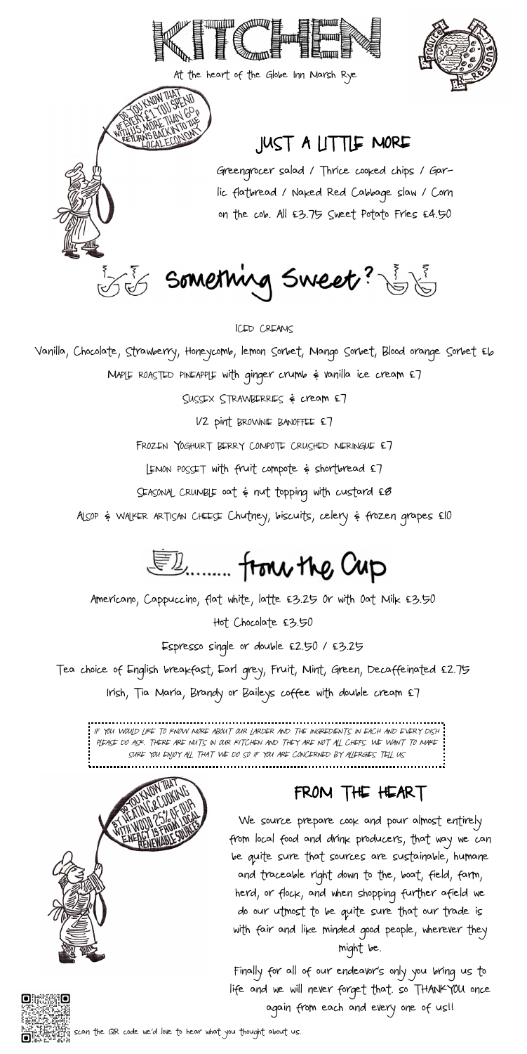# KITCHEN

At the heart of the Globe Inn Marsh Rye

DO YOU KNOW THAT OF EVERY £1 YOU SPEND WITH US, MORE THAN 60p RETURNS BACK INTO THE LOCAL ECONOMY

## JUST A LITTLE MORE

Greengrocer salad / Thrice cooked chips / Garlic flatbread / Naked Red Cabbage slaw / Corn on the cob. All £3.75 Sweet Potato Fries £4.50

## Something Sweet?

ICED CREAMS

Vanilla, Chocolate, Strawberry, Honeycomb, lemon Sorbet, Mango Sorbet, Blood orange Sorbet £6

MAPLE ROASTED PINEAPPLE with ginger crumb & vanilla ice cream £7

SUSSEX STRAWBERRIES & cream £7

1/2 pint BROWNIE BANOFFEE £7

FROZEN YOGHURT BERRY COMPOTE CRUSHED MERINGUE £7

LEMON POSSET with fruit compote & shortbread £7

SEASONAL CRUMBLE oat & nut topping with custard £8

ALSOP & WALKER ARTISAN CHEESE Chutney, biscuits, celery & frozen grapes £10

## ........ from the Cup

Americano, Cappuccino, flat white, latte £3.25 or with Oat Milk £3.50

Hot Chocolate £3.50

Espresso single or double £2.50 / £3.25

Tea choice of English breakfast, Earl grey, Fruit, Mint, Green, Decaffeinated £2.75

Irish, Tia Maria, Brandy or Baileys coffee with double cream £7

IF YOU WOULD LIKE TO KNOW MORE ABOUT OUR LARDER AND THE INGREDIENTS IN EACH AND EVERY DISH PLEASE DO ASK. THERE ARE NUTS IN OUR KITCHEN AND THEY ARE NOT ALL CHEFS. WE WANT TO MAKE SURE YOU ENJOY ALL THAT WE DO SO IF YOU ARE CONCERNED BY ALLERGIES TELL US.

DO YOU KNOW THAT BY HEATING & COOKING WITH WOOD 25% OF OUR ENERGY IS FROM LOCAL RENEWABLE SOURCES

## FROM THE HEART

We source prepare cook and pour almost entirely from local food and drink producers, that way we can be quite sure that sources are sustainable, humane and traceable right down to the, boat, field, farm, herd, or flock, and when shopping further afield we do our utmost to be quite sure that our trade is with fair and like minded good people, wherever they might be.

Finally for all of our endeavor's only you bring us to life and we will never forget that. so THANK YOU once again from each and every one of us!!

Scan the QR code we'd love to hear what you thought about us.